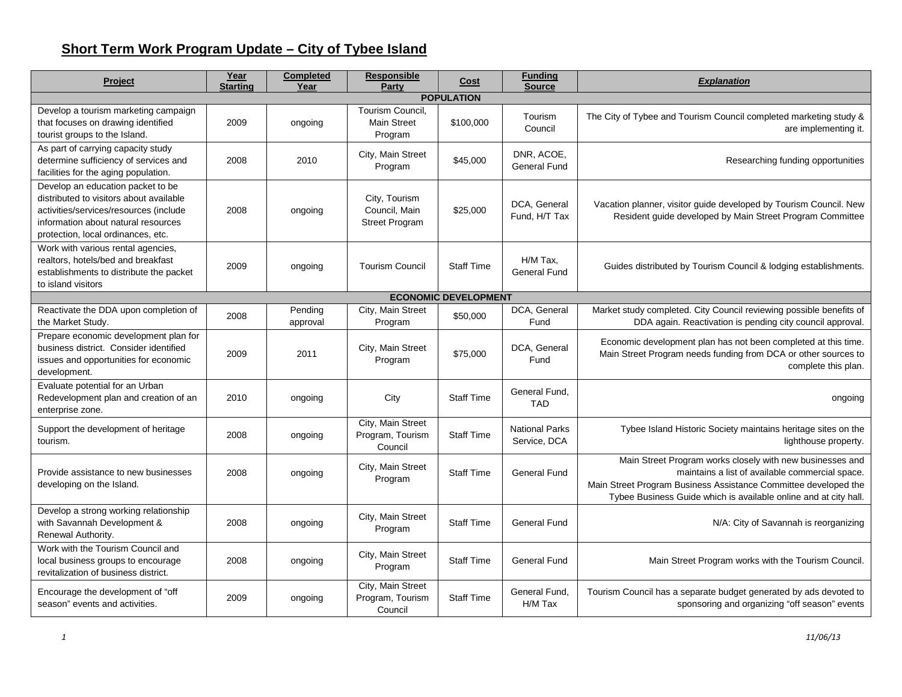## Short Term Work Program Update – City of Tybee Island

| Project | Year Starting | Completed Year | Responsible Party | Cost | Funding Source | *Explanation* |
|---|---|---|---|---|---|---|
| **POPULATION** | | | | | | |
| Develop a tourism marketing campaign that focuses on drawing identified tourist groups to the Island. | 2009 | ongoing | Tourism Council, Main Street Program | $100,000 | Tourism Council | The City of Tybee and Tourism Council completed marketing study & are implementing it. |
| As part of carrying capacity study determine sufficiency of services and facilities for the aging population. | 2008 | 2010 | City, Main Street Program | $45,000 | DNR, ACOE, General Fund | Researching funding opportunities |
| Develop an education packet to be distributed to visitors about available activities/services/resources (include information about natural resources protection, local ordinances, etc. | 2008 | ongoing | City, Tourism Council, Main Street Program | $25,000 | DCA, General Fund, H/T Tax | Vacation planner, visitor guide developed by Tourism Council. New Resident guide developed by Main Street Program Committee |
| Work with various rental agencies, realtors, hotels/bed and breakfast establishments to distribute the packet to island visitors | 2009 | ongoing | Tourism Council | Staff Time | H/M Tax, General Fund | Guides distributed by Tourism Council & lodging establishments. |
| **ECONOMIC DEVELOPMENT** | | | | | | |
| Reactivate the DDA upon completion of the Market Study. | 2008 | Pending approval | City, Main Street Program | $50,000 | DCA, General Fund | Market study completed. City Council reviewing possible benefits of DDA again. Reactivation is pending city council approval. |
| Prepare economic development plan for business district. Consider identified issues and opportunities for economic development. | 2009 | 2011 | City, Main Street Program | $75,000 | DCA, General Fund | Economic development plan has not been completed at this time. Main Street Program needs funding from DCA or other sources to complete this plan. |
| Evaluate potential for an Urban Redevelopment plan and creation of an enterprise zone. | 2010 | ongoing | City | Staff Time | General Fund, TAD | ongoing |
| Support the development of heritage tourism. | 2008 | ongoing | City, Main Street Program, Tourism Council | Staff Time | National Parks Service, DCA | Tybee Island Historic Society maintains heritage sites on the lighthouse property. |
| Provide assistance to new businesses developing on the Island. | 2008 | ongoing | City, Main Street Program | Staff Time | General Fund | Main Street Program works closely with new businesses and maintains a list of available commercial space. Main Street Program Business Assistance Committee developed the Tybee Business Guide which is available online and at city hall. |
| Develop a strong working relationship with Savannah Development & Renewal Authority. | 2008 | ongoing | City, Main Street Program | Staff Time | General Fund | N/A: City of Savannah is reorganizing |
| Work with the Tourism Council and local business groups to encourage revitalization of business district. | 2008 | ongoing | City, Main Street Program | Staff Time | General Fund | Main Street Program works with the Tourism Council. |
| Encourage the development of "off season" events and activities. | 2009 | ongoing | City, Main Street Program, Tourism Council | Staff Time | General Fund, H/M Tax | Tourism Council has a separate budget generated by ads devoted to sponsoring and organizing "off season" events |

*11/06/13*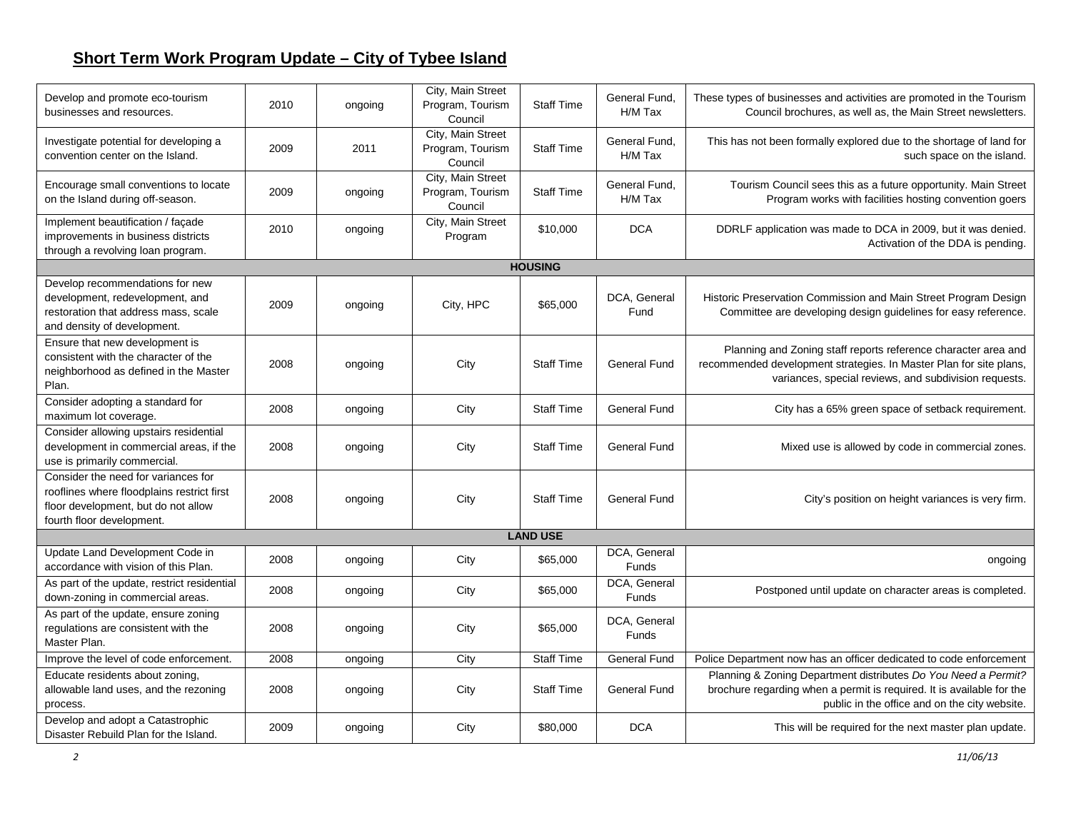## Short Term Work Program Update – City of Tybee Island

| | | | | | | |
|---|---|---|---|---|---|---|
| Develop and promote eco-tourism businesses and resources. | 2010 | ongoing | City, Main Street Program, Tourism Council | Staff Time | General Fund, H/M Tax | These types of businesses and activities are promoted in the Tourism Council brochures, as well as, the Main Street newsletters. |
| Investigate potential for developing a convention center on the Island. | 2009 | 2011 | City, Main Street Program, Tourism Council | Staff Time | General Fund, H/M Tax | This has not been formally explored due to the shortage of land for such space on the island. |
| Encourage small conventions to locate on the Island during off-season. | 2009 | ongoing | City, Main Street Program, Tourism Council | Staff Time | General Fund, H/M Tax | Tourism Council sees this as a future opportunity. Main Street Program works with facilities hosting convention goers |
| Implement beautification / façade improvements in business districts through a revolving loan program. | 2010 | ongoing | City, Main Street Program | $10,000 | DCA | DDRLF application was made to DCA in 2009, but it was denied. Activation of the DDA is pending. |
| **HOUSING** | | | | | | |
| Develop recommendations for new development, redevelopment, and restoration that address mass, scale and density of development. | 2009 | ongoing | City, HPC | $65,000 | DCA, General Fund | Historic Preservation Commission and Main Street Program Design Committee are developing design guidelines for easy reference. |
| Ensure that new development is consistent with the character of the neighborhood as defined in the Master Plan. | 2008 | ongoing | City | Staff Time | General Fund | Planning and Zoning staff reports reference character area and recommended development strategies. In Master Plan for site plans, variances, special reviews, and subdivision requests. |
| Consider adopting a standard for maximum lot coverage. | 2008 | ongoing | City | Staff Time | General Fund | City has a 65% green space of setback requirement. |
| Consider allowing upstairs residential development in commercial areas, if the use is primarily commercial. | 2008 | ongoing | City | Staff Time | General Fund | Mixed use is allowed by code in commercial zones. |
| Consider the need for variances for rooflines where floodplains restrict first floor development, but do not allow fourth floor development. | 2008 | ongoing | City | Staff Time | General Fund | City's position on height variances is very firm. |
| **LAND USE** | | | | | | |
| Update Land Development Code in accordance with vision of this Plan. | 2008 | ongoing | City | $65,000 | DCA, General Funds | ongoing |
| As part of the update, restrict residential down-zoning in commercial areas. | 2008 | ongoing | City | $65,000 | DCA, General Funds | Postponed until update on character areas is completed. |
| As part of the update, ensure zoning regulations are consistent with the Master Plan. | 2008 | ongoing | City | $65,000 | DCA, General Funds | |
| Improve the level of code enforcement. | 2008 | ongoing | City | Staff Time | General Fund | Police Department now has an officer dedicated to code enforcement |
| Educate residents about zoning, allowable land uses, and the rezoning process. | 2008 | ongoing | City | Staff Time | General Fund | Planning & Zoning Department distributes *Do You Need a Permit?* brochure regarding when a permit is required. It is available for the public in the office and on the city website. |
| Develop and adopt a Catastrophic Disaster Rebuild Plan for the Island. | 2009 | ongoing | City | $80,000 | DCA | This will be required for the next master plan update. |

11/06/13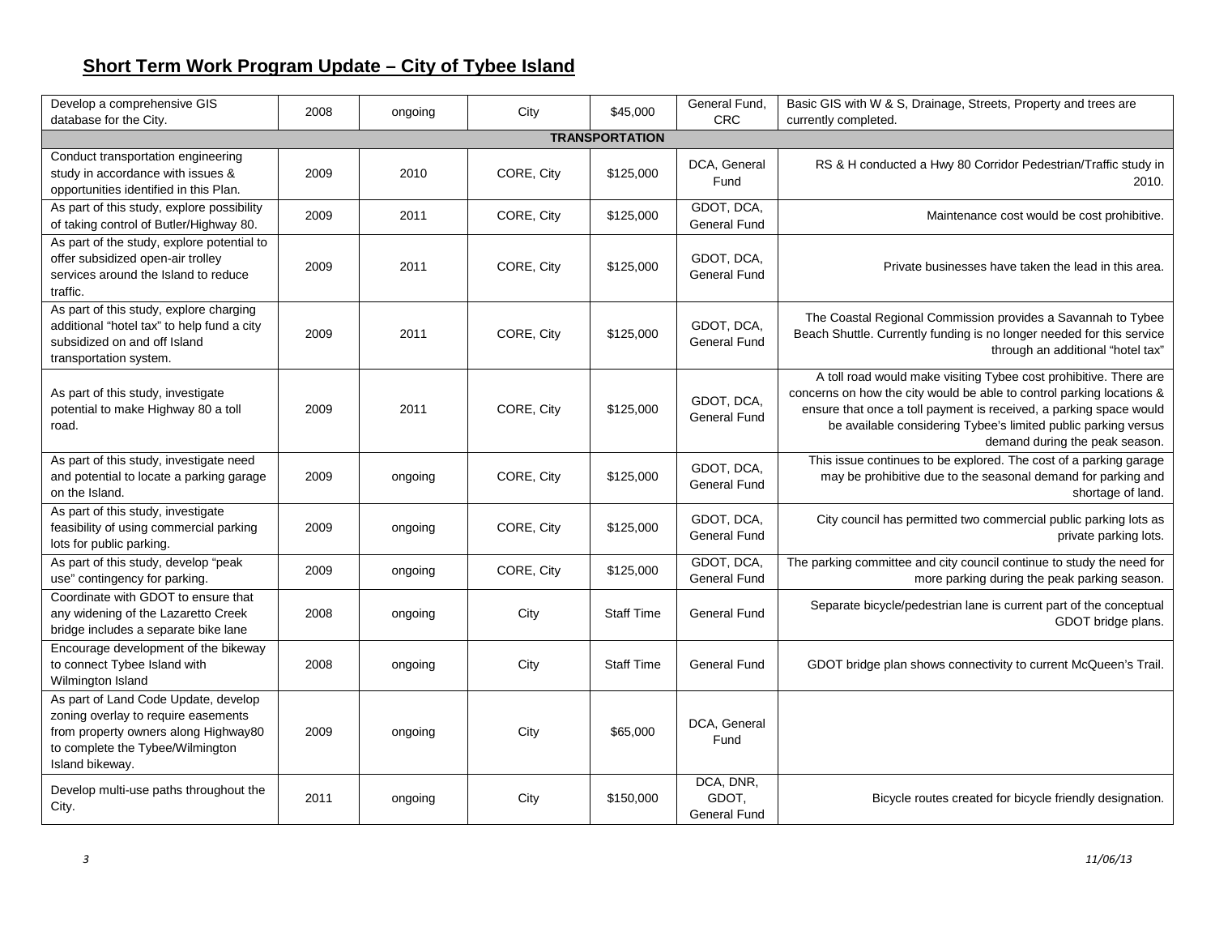## Short Term Work Program Update – City of Tybee Island

| | | | | | | |
|---|---|---|---|---|---|---|
| Develop a comprehensive GIS database for the City. | 2008 | ongoing | City | $45,000 | General Fund, CRC | Basic GIS with W & S, Drainage, Streets, Property and trees are currently completed. |
| **TRANSPORTATION** | | | | | | |
| Conduct transportation engineering study in accordance with issues & opportunities identified in this Plan. | 2009 | 2010 | CORE, City | $125,000 | DCA, General Fund | RS & H conducted a Hwy 80 Corridor Pedestrian/Traffic study in 2010. |
| As part of this study, explore possibility of taking control of Butler/Highway 80. | 2009 | 2011 | CORE, City | $125,000 | GDOT, DCA, General Fund | Maintenance cost would be cost prohibitive. |
| As part of the study, explore potential to offer subsidized open-air trolley services around the Island to reduce traffic. | 2009 | 2011 | CORE, City | $125,000 | GDOT, DCA, General Fund | Private businesses have taken the lead in this area. |
| As part of this study, explore charging additional "hotel tax" to help fund a city subsidized on and off Island transportation system. | 2009 | 2011 | CORE, City | $125,000 | GDOT, DCA, General Fund | The Coastal Regional Commission provides a Savannah to Tybee Beach Shuttle. Currently funding is no longer needed for this service through an additional "hotel tax" |
| As part of this study, investigate potential to make Highway 80 a toll road. | 2009 | 2011 | CORE, City | $125,000 | GDOT, DCA, General Fund | A toll road would make visiting Tybee cost prohibitive. There are concerns on how the city would be able to control parking locations & ensure that once a toll payment is received, a parking space would be available considering Tybee's limited public parking versus demand during the peak season. |
| As part of this study, investigate need and potential to locate a parking garage on the Island. | 2009 | ongoing | CORE, City | $125,000 | GDOT, DCA, General Fund | This issue continues to be explored. The cost of a parking garage may be prohibitive due to the seasonal demand for parking and shortage of land. |
| As part of this study, investigate feasibility of using commercial parking lots for public parking. | 2009 | ongoing | CORE, City | $125,000 | GDOT, DCA, General Fund | City council has permitted two commercial public parking lots as private parking lots. |
| As part of this study, develop "peak use" contingency for parking. | 2009 | ongoing | CORE, City | $125,000 | GDOT, DCA, General Fund | The parking committee and city council continue to study the need for more parking during the peak parking season. |
| Coordinate with GDOT to ensure that any widening of the Lazaretto Creek bridge includes a separate bike lane | 2008 | ongoing | City | Staff Time | General Fund | Separate bicycle/pedestrian lane is current part of the conceptual GDOT bridge plans. |
| Encourage development of the bikeway to connect Tybee Island with Wilmington Island | 2008 | ongoing | City | Staff Time | General Fund | GDOT bridge plan shows connectivity to current McQueen's Trail. |
| As part of Land Code Update, develop zoning overlay to require easements from property owners along Highway80 to complete the Tybee/Wilmington Island bikeway. | 2009 | ongoing | City | $65,000 | DCA, General Fund | |
| Develop multi-use paths throughout the City. | 2011 | ongoing | City | $150,000 | DCA, DNR, GDOT, General Fund | Bicycle routes created for bicycle friendly designation. |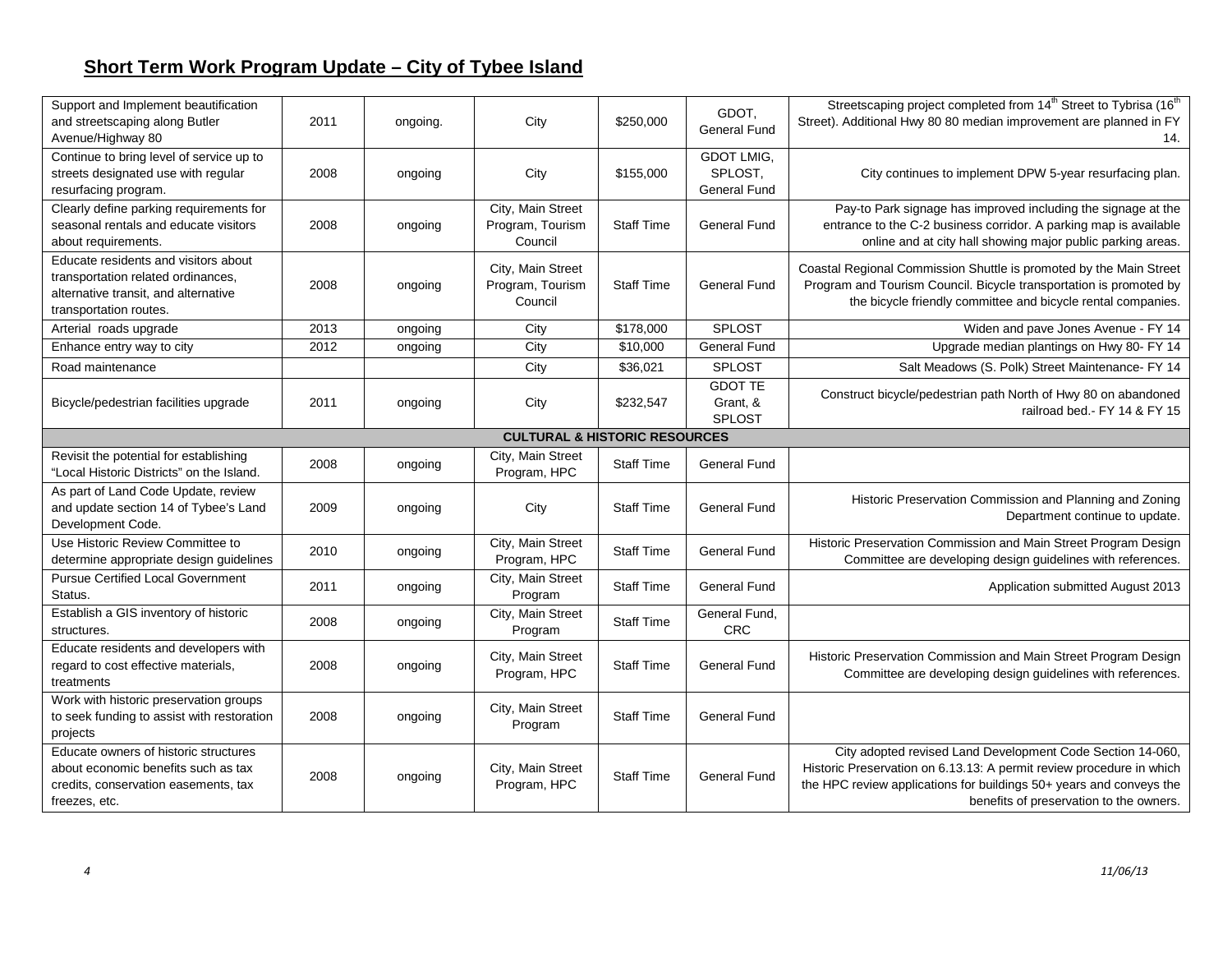## Short Term Work Program Update – City of Tybee Island

| | | | | | | |
|---|---|---|---|---|---|---|
| Support and Implement beautification and streetscaping along Butler Avenue/Highway 80 | 2011 | ongoing. | City | \$250,000 | GDOT, General Fund | Streetscaping project completed from 14th Street to Tybrisa (16th Street). Additional Hwy 80 80 median improvement are planned in FY 14. |
| Continue to bring level of service up to streets designated use with regular resurfacing program. | 2008 | ongoing | City | \$155,000 | GDOT LMIG, SPLOST, General Fund | City continues to implement DPW 5-year resurfacing plan. |
| Clearly define parking requirements for seasonal rentals and educate visitors about requirements. | 2008 | ongoing | City, Main Street Program, Tourism Council | Staff Time | General Fund | Pay-to Park signage has improved including the signage at the entrance to the C-2 business corridor. A parking map is available online and at city hall showing major public parking areas. |
| Educate residents and visitors about transportation related ordinances, alternative transit, and alternative transportation routes. | 2008 | ongoing | City, Main Street Program, Tourism Council | Staff Time | General Fund | Coastal Regional Commission Shuttle is promoted by the Main Street Program and Tourism Council. Bicycle transportation is promoted by the bicycle friendly committee and bicycle rental companies. |
| Arterial roads upgrade | 2013 | ongoing | City | \$178,000 | SPLOST | Widen and pave Jones Avenue - FY 14 |
| Enhance entry way to city | 2012 | ongoing | City | \$10,000 | General Fund | Upgrade median plantings on Hwy 80- FY 14 |
| Road maintenance | | | City | \$36,021 | SPLOST | Salt Meadows (S. Polk) Street Maintenance- FY 14 |
| Bicycle/pedestrian facilities upgrade | 2011 | ongoing | City | \$232,547 | GDOT TE Grant, & SPLOST | Construct bicycle/pedestrian path North of Hwy 80 on abandoned railroad bed.- FY 14 & FY 15 |
| **CULTURAL & HISTORIC RESOURCES** | | | | | | |
| Revisit the potential for establishing "Local Historic Districts" on the Island. | 2008 | ongoing | City, Main Street Program, HPC | Staff Time | General Fund | |
| As part of Land Code Update, review and update section 14 of Tybee's Land Development Code. | 2009 | ongoing | City | Staff Time | General Fund | Historic Preservation Commission and Planning and Zoning Department continue to update. |
| Use Historic Review Committee to determine appropriate design guidelines | 2010 | ongoing | City, Main Street Program, HPC | Staff Time | General Fund | Historic Preservation Commission and Main Street Program Design Committee are developing design guidelines with references. |
| Pursue Certified Local Government Status. | 2011 | ongoing | City, Main Street Program | Staff Time | General Fund | Application submitted August 2013 |
| Establish a GIS inventory of historic structures. | 2008 | ongoing | City, Main Street Program | Staff Time | General Fund, CRC | |
| Educate residents and developers with regard to cost effective materials, treatments | 2008 | ongoing | City, Main Street Program, HPC | Staff Time | General Fund | Historic Preservation Commission and Main Street Program Design Committee are developing design guidelines with references. |
| Work with historic preservation groups to seek funding to assist with restoration projects | 2008 | ongoing | City, Main Street Program | Staff Time | General Fund | |
| Educate owners of historic structures about economic benefits such as tax credits, conservation easements, tax freezes, etc. | 2008 | ongoing | City, Main Street Program, HPC | Staff Time | General Fund | City adopted revised Land Development Code Section 14-060, Historic Preservation on 6.13.13: A permit review procedure in which the HPC review applications for buildings 50+ years and conveys the benefits of preservation to the owners. |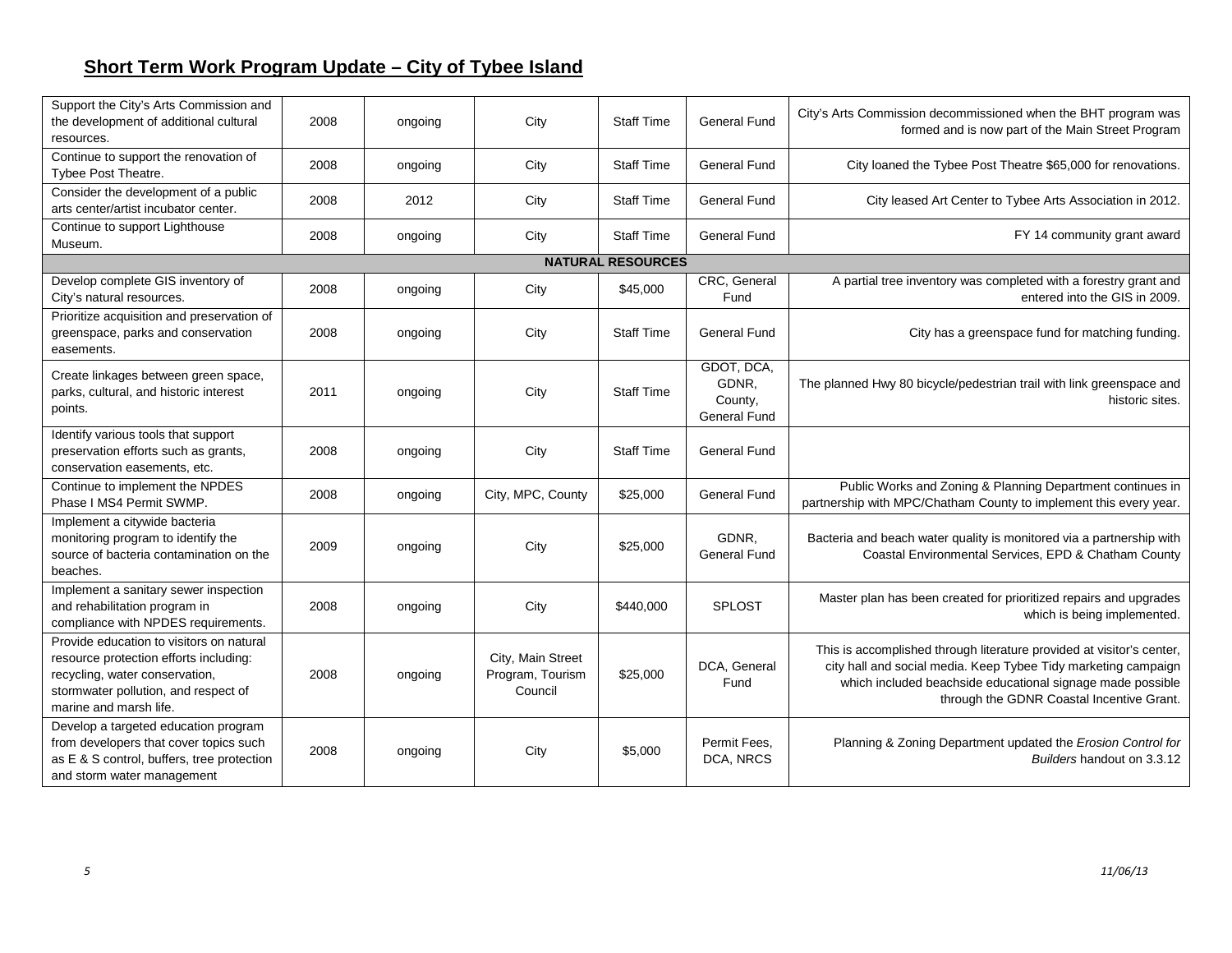## Short Term Work Program Update – City of Tybee Island

| | | | | | | |
|---|---|---|---|---|---|---|
| Support the City's Arts Commission and the development of additional cultural resources. | 2008 | ongoing | City | Staff Time | General Fund | City's Arts Commission decommissioned when the BHT program was formed and is now part of the Main Street Program |
| Continue to support the renovation of Tybee Post Theatre. | 2008 | ongoing | City | Staff Time | General Fund | City loaned the Tybee Post Theatre $65,000 for renovations. |
| Consider the development of a public arts center/artist incubator center. | 2008 | 2012 | City | Staff Time | General Fund | City leased Art Center to Tybee Arts Association in 2012. |
| Continue to support Lighthouse Museum. | 2008 | ongoing | City | Staff Time | General Fund | FY 14 community grant award |
| **NATURAL RESOURCES** | | | | | | |
| Develop complete GIS inventory of City's natural resources. | 2008 | ongoing | City | $45,000 | CRC, General Fund | A partial tree inventory was completed with a forestry grant and entered into the GIS in 2009. |
| Prioritize acquisition and preservation of greenspace, parks and conservation easements. | 2008 | ongoing | City | Staff Time | General Fund | City has a greenspace fund for matching funding. |
| Create linkages between green space, parks, cultural, and historic interest points. | 2011 | ongoing | City | Staff Time | GDOT, DCA, GDNR, County, General Fund | The planned Hwy 80 bicycle/pedestrian trail with link greenspace and historic sites. |
| Identify various tools that support preservation efforts such as grants, conservation easements, etc. | 2008 | ongoing | City | Staff Time | General Fund | |
| Continue to implement the NPDES Phase I MS4 Permit SWMP. | 2008 | ongoing | City, MPC, County | $25,000 | General Fund | Public Works and Zoning & Planning Department continues in partnership with MPC/Chatham County to implement this every year. |
| Implement a citywide bacteria monitoring program to identify the source of bacteria contamination on the beaches. | 2009 | ongoing | City | $25,000 | GDNR, General Fund | Bacteria and beach water quality is monitored via a partnership with Coastal Environmental Services, EPD & Chatham County |
| Implement a sanitary sewer inspection and rehabilitation program in compliance with NPDES requirements. | 2008 | ongoing | City | $440,000 | SPLOST | Master plan has been created for prioritized repairs and upgrades which is being implemented. |
| Provide education to visitors on natural resource protection efforts including: recycling, water conservation, stormwater pollution, and respect of marine and marsh life. | 2008 | ongoing | City, Main Street Program, Tourism Council | $25,000 | DCA, General Fund | This is accomplished through literature provided at visitor's center, city hall and social media. Keep Tybee Tidy marketing campaign which included beachside educational signage made possible through the GDNR Coastal Incentive Grant. |
| Develop a targeted education program from developers that cover topics such as E & S control, buffers, tree protection and storm water management | 2008 | ongoing | City | $5,000 | Permit Fees, DCA, NRCS | Planning & Zoning Department updated the *Erosion Control for Builders* handout on 3.3.12 |

11/06/13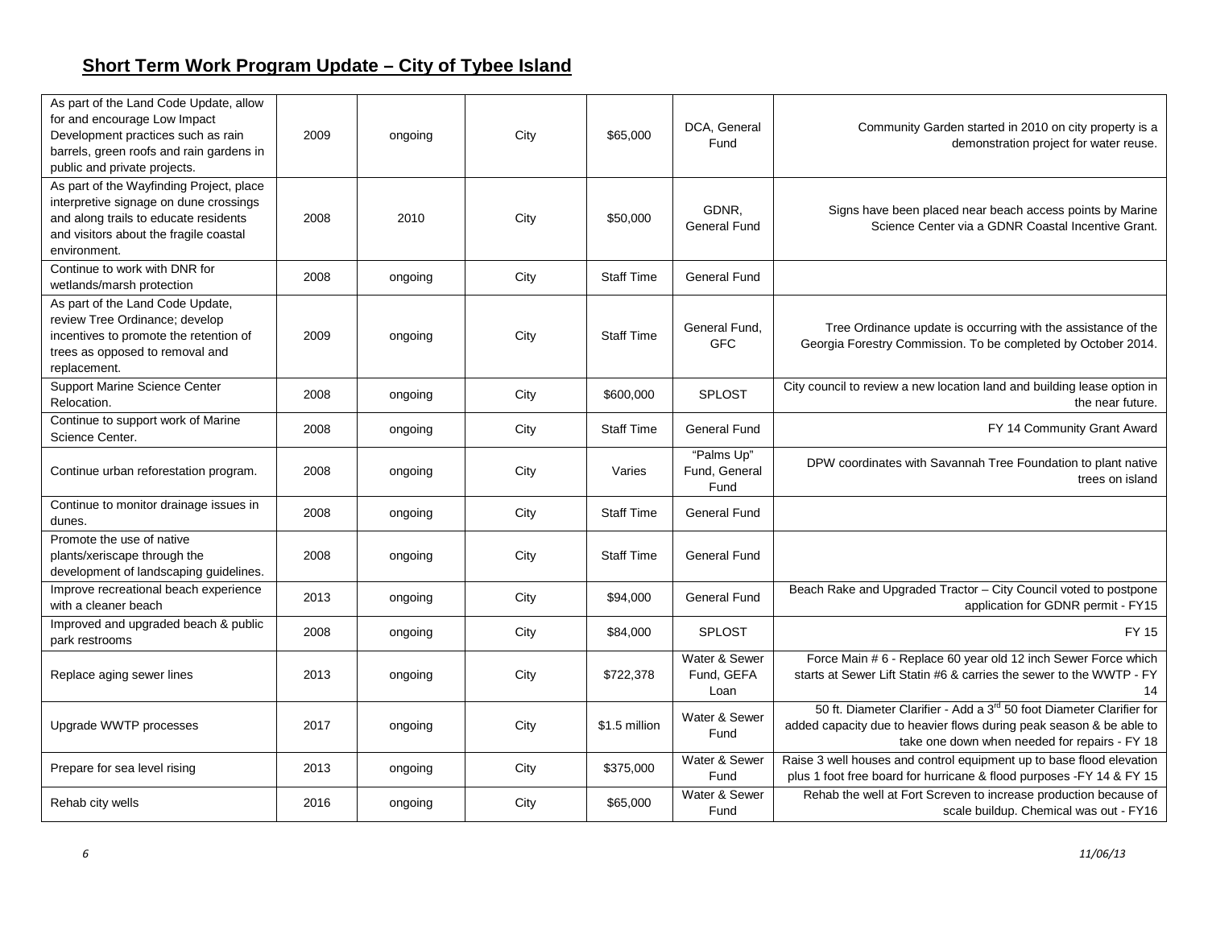## Short Term Work Program Update – City of Tybee Island

| | | | | | | |
|---|---|---|---|---|---|---|
| As part of the Land Code Update, allow for and encourage Low Impact Development practices such as rain barrels, green roofs and rain gardens in public and private projects. | 2009 | ongoing | City | $65,000 | DCA, General Fund | Community Garden started in 2010 on city property is a demonstration project for water reuse. |
| As part of the Wayfinding Project, place interpretive signage on dune crossings and along trails to educate residents and visitors about the fragile coastal environment. | 2008 | 2010 | City | $50,000 | GDNR, General Fund | Signs have been placed near beach access points by Marine Science Center via a GDNR Coastal Incentive Grant. |
| Continue to work with DNR for wetlands/marsh protection | 2008 | ongoing | City | Staff Time | General Fund | |
| As part of the Land Code Update, review Tree Ordinance; develop incentives to promote the retention of trees as opposed to removal and replacement. | 2009 | ongoing | City | Staff Time | General Fund, GFC | Tree Ordinance update is occurring with the assistance of the Georgia Forestry Commission. To be completed by October 2014. |
| Support Marine Science Center Relocation. | 2008 | ongoing | City | $600,000 | SPLOST | City council to review a new location land and building lease option in the near future. |
| Continue to support work of Marine Science Center. | 2008 | ongoing | City | Staff Time | General Fund | FY 14 Community Grant Award |
| Continue urban reforestation program. | 2008 | ongoing | City | Varies | "Palms Up" Fund, General Fund | DPW coordinates with Savannah Tree Foundation to plant native trees on island |
| Continue to monitor drainage issues in dunes. | 2008 | ongoing | City | Staff Time | General Fund | |
| Promote the use of native plants/xeriscape through the development of landscaping guidelines. | 2008 | ongoing | City | Staff Time | General Fund | |
| Improve recreational beach experience with a cleaner beach | 2013 | ongoing | City | $94,000 | General Fund | Beach Rake and Upgraded Tractor – City Council voted to postpone application for GDNR permit - FY15 |
| Improved and upgraded beach & public park restrooms | 2008 | ongoing | City | $84,000 | SPLOST | FY 15 |
| Replace aging sewer lines | 2013 | ongoing | City | $722,378 | Water & Sewer Fund, GEFA Loan | Force Main # 6 - Replace 60 year old 12 inch Sewer Force which starts at Sewer Lift Statin #6 & carries the sewer to the WWTP - FY 14 |
| Upgrade WWTP processes | 2017 | ongoing | City | $1.5 million | Water & Sewer Fund | 50 ft. Diameter Clarifier - Add a 3rd 50 foot Diameter Clarifier for added capacity due to heavier flows during peak season & be able to take one down when needed for repairs - FY 18 |
| Prepare for sea level rising | 2013 | ongoing | City | $375,000 | Water & Sewer Fund | Raise 3 well houses and control equipment up to base flood elevation plus 1 foot free board for hurricane & flood purposes -FY 14 & FY 15 |
| Rehab city wells | 2016 | ongoing | City | $65,000 | Water & Sewer Fund | Rehab the well at Fort Screven to increase production because of scale buildup. Chemical was out - FY16 |

*11/06/13*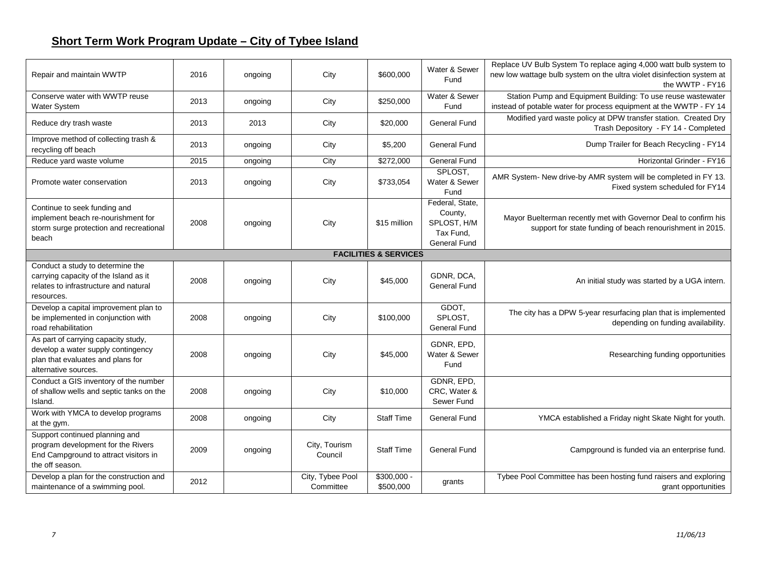## Short Term Work Program Update – City of Tybee Island

| | | | | | | |
|---|---|---|---|---|---|---|
| Repair and maintain WWTP | 2016 | ongoing | City | $600,000 | Water & Sewer Fund | Replace UV Bulb System To replace aging 4,000 watt bulb system to new low wattage bulb system on the ultra violet disinfection system at the WWTP - FY16 |
| Conserve water with WWTP reuse Water System | 2013 | ongoing | City | $250,000 | Water & Sewer Fund | Station Pump and Equipment Building: To use reuse wastewater instead of potable water for process equipment at the WWTP - FY 14 |
| Reduce dry trash waste | 2013 | 2013 | City | $20,000 | General Fund | Modified yard waste policy at DPW transfer station. Created Dry Trash Depository - FY 14 - Completed |
| Improve method of collecting trash & recycling off beach | 2013 | ongoing | City | $5,200 | General Fund | Dump Trailer for Beach Recycling - FY14 |
| Reduce yard waste volume | 2015 | ongoing | City | $272,000 | General Fund | Horizontal Grinder - FY16 |
| Promote water conservation | 2013 | ongoing | City | $733,054 | SPLOST, Water & Sewer Fund | AMR System- New drive-by AMR system will be completed in FY 13. Fixed system scheduled for FY14 |
| Continue to seek funding and implement beach re-nourishment for storm surge protection and recreational beach | 2008 | ongoing | City | $15 million | Federal, State, County, SPLOST, H/M Tax Fund, General Fund | Mayor Buelterman recently met with Governor Deal to confirm his support for state funding of beach renourishment in 2015. |
| **FACILITIES & SERVICES** | | | | | | |
| Conduct a study to determine the carrying capacity of the Island as it relates to infrastructure and natural resources. | 2008 | ongoing | City | $45,000 | GDNR, DCA, General Fund | An initial study was started by a UGA intern. |
| Develop a capital improvement plan to be implemented in conjunction with road rehabilitation | 2008 | ongoing | City | $100,000 | GDOT, SPLOST, General Fund | The city has a DPW 5-year resurfacing plan that is implemented depending on funding availability. |
| As part of carrying capacity study, develop a water supply contingency plan that evaluates and plans for alternative sources. | 2008 | ongoing | City | $45,000 | GDNR, EPD, Water & Sewer Fund | Researching funding opportunities |
| Conduct a GIS inventory of the number of shallow wells and septic tanks on the Island. | 2008 | ongoing | City | $10,000 | GDNR, EPD, CRC, Water & Sewer Fund | |
| Work with YMCA to develop programs at the gym. | 2008 | ongoing | City | Staff Time | General Fund | YMCA established a Friday night Skate Night for youth. |
| Support continued planning and program development for the Rivers End Campground to attract visitors in the off season. | 2009 | ongoing | City, Tourism Council | Staff Time | General Fund | Campground is funded via an enterprise fund. |
| Develop a plan for the construction and maintenance of a swimming pool. | 2012 | | City, Tybee Pool Committee | $300,000 - $500,000 | grants | Tybee Pool Committee has been hosting fund raisers and exploring grant opportunities |

*11/06/13*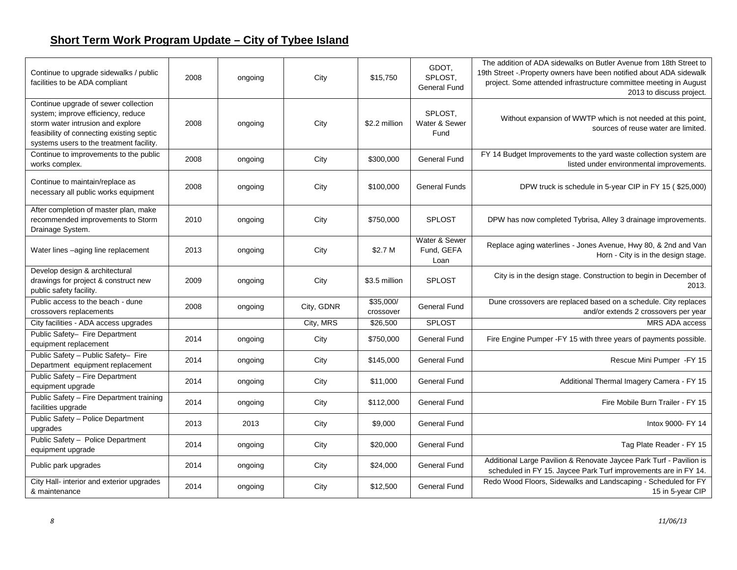## Short Term Work Program Update – City of Tybee Island

| | | | | | | |
|---|---|---|---|---|---|---|
| Continue to upgrade sidewalks / public facilities to be ADA compliant | 2008 | ongoing | City | $15,750 | GDOT, SPLOST, General Fund | The addition of ADA sidewalks on Butler Avenue from 18th Street to 19th Street -.Property owners have been notified about ADA sidewalk project. Some attended infrastructure committee meeting in August 2013 to discuss project. |
| Continue upgrade of sewer collection system; improve efficiency, reduce storm water intrusion and explore feasibility of connecting existing septic systems users to the treatment facility. | 2008 | ongoing | City | $2.2 million | SPLOST, Water & Sewer Fund | Without expansion of WWTP which is not needed at this point, sources of reuse water are limited. |
| Continue to improvements to the public works complex. | 2008 | ongoing | City | $300,000 | General Fund | FY 14 Budget Improvements to the yard waste collection system are listed under environmental improvements. |
| Continue to maintain/replace as necessary all public works equipment | 2008 | ongoing | City | $100,000 | General Funds | DPW truck is schedule in 5-year CIP in FY 15 ( $25,000) |
| After completion of master plan, make recommended improvements to Storm Drainage System. | 2010 | ongoing | City | $750,000 | SPLOST | DPW has now completed Tybrisa, Alley 3 drainage improvements. |
| Water lines –aging line replacement | 2013 | ongoing | City | $2.7 M | Water & Sewer Fund, GEFA Loan | Replace aging waterlines - Jones Avenue, Hwy 80, & 2nd and Van Horn - City is in the design stage. |
| Develop design & architectural drawings for project & construct new public safety facility. | 2009 | ongoing | City | $3.5 million | SPLOST | City is in the design stage. Construction to begin in December of 2013. |
| Public access to the beach - dune crossovers replacements | 2008 | ongoing | City, GDNR | $35,000/ crossover | General Fund | Dune crossovers are replaced based on a schedule. City replaces and/or extends 2 crossovers per year |
| City facilities - ADA access upgrades | | | City, MRS | $26,500 | SPLOST | MRS ADA access |
| Public Safety– Fire Department equipment replacement | 2014 | ongoing | City | $750,000 | General Fund | Fire Engine Pumper -FY 15 with three years of payments possible. |
| Public Safety – Public Safety– Fire Department equipment replacement | 2014 | ongoing | City | $145,000 | General Fund | Rescue Mini Pumper -FY 15 |
| Public Safety – Fire Department equipment upgrade | 2014 | ongoing | City | $11,000 | General Fund | Additional Thermal Imagery Camera - FY 15 |
| Public Safety – Fire Department training facilities upgrade | 2014 | ongoing | City | $112,000 | General Fund | Fire Mobile Burn Trailer - FY 15 |
| Public Safety – Police Department upgrades | 2013 | 2013 | City | $9,000 | General Fund | Intox 9000- FY 14 |
| Public Safety – Police Department equipment upgrade | 2014 | ongoing | City | $20,000 | General Fund | Tag Plate Reader - FY 15 |
| Public park upgrades | 2014 | ongoing | City | $24,000 | General Fund | Additional Large Pavilion & Renovate Jaycee Park Turf - Pavilion is scheduled in FY 15. Jaycee Park Turf improvements are in FY 14. |
| City Hall- interior and exterior upgrades & maintenance | 2014 | ongoing | City | $12,500 | General Fund | Redo Wood Floors, Sidewalks and Landscaping - Scheduled for FY 15 in 5-year CIP |

*11/06/13*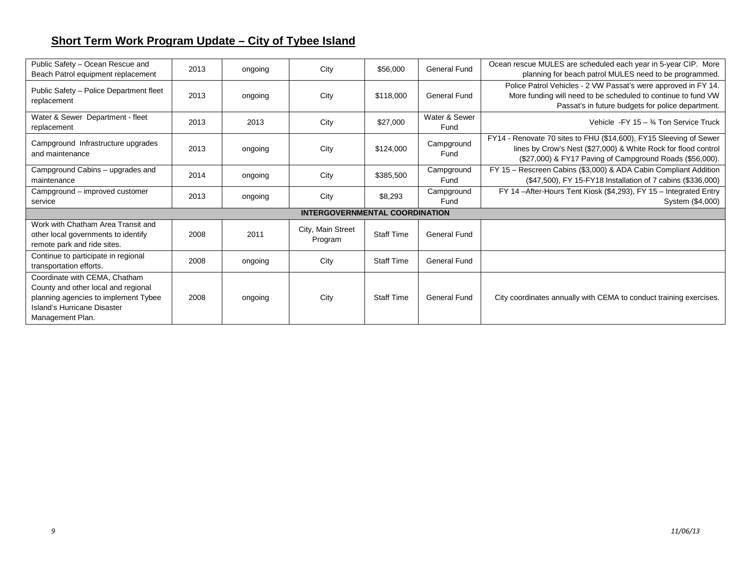## Short Term Work Program Update – City of Tybee Island

| | | | | | | |
|---|---|---|---|---|---|---|
| Public Safety – Ocean Rescue and Beach Patrol equipment replacement | 2013 | ongoing | City | $56,000 | General Fund | Ocean rescue MULES are scheduled each year in 5-year CIP. More planning for beach patrol MULES need to be programmed. |
| Public Safety – Police Department fleet replacement | 2013 | ongoing | City | $118,000 | General Fund | Police Patrol Vehicles - 2 VW Passat's were approved in FY 14. More funding will need to be scheduled to continue to fund VW Passat's in future budgets for police department. |
| Water & Sewer Department - fleet replacement | 2013 | 2013 | City | $27,000 | Water & Sewer Fund | Vehicle -FY 15 – ¾ Ton Service Truck |
| Campground Infrastructure upgrades and maintenance | 2013 | ongoing | City | $124,000 | Campground Fund | FY14 - Renovate 70 sites to FHU ($14,600), FY15 Sleeving of Sewer lines by Crow's Nest ($27,000) & White Rock for flood control ($27,000) & FY17 Paving of Campground Roads ($56,000). |
| Campground Cabins – upgrades and maintenance | 2014 | ongoing | City | $385,500 | Campground Fund | FY 15 – Rescreen Cabins ($3,000) & ADA Cabin Compliant Addition ($47,500), FY 15-FY18 Installation of 7 cabins ($336,000) |
| Campground – improved customer service | 2013 | ongoing | City | $8,293 | Campground Fund | FY 14 –After-Hours Tent Kiosk ($4,293), FY 15 – Integrated Entry System ($4,000) |
| **INTERGOVERNMENTAL COORDINATION** | | | | | | |
| Work with Chatham Area Transit and other local governments to identify remote park and ride sites. | 2008 | 2011 | City, Main Street Program | Staff Time | General Fund | |
| Continue to participate in regional transportation efforts. | 2008 | ongoing | City | Staff Time | General Fund | |
| Coordinate with CEMA, Chatham County and other local and regional planning agencies to implement Tybee Island's Hurricane Disaster Management Plan. | 2008 | ongoing | City | Staff Time | General Fund | City coordinates annually with CEMA to conduct training exercises. |

11/06/13